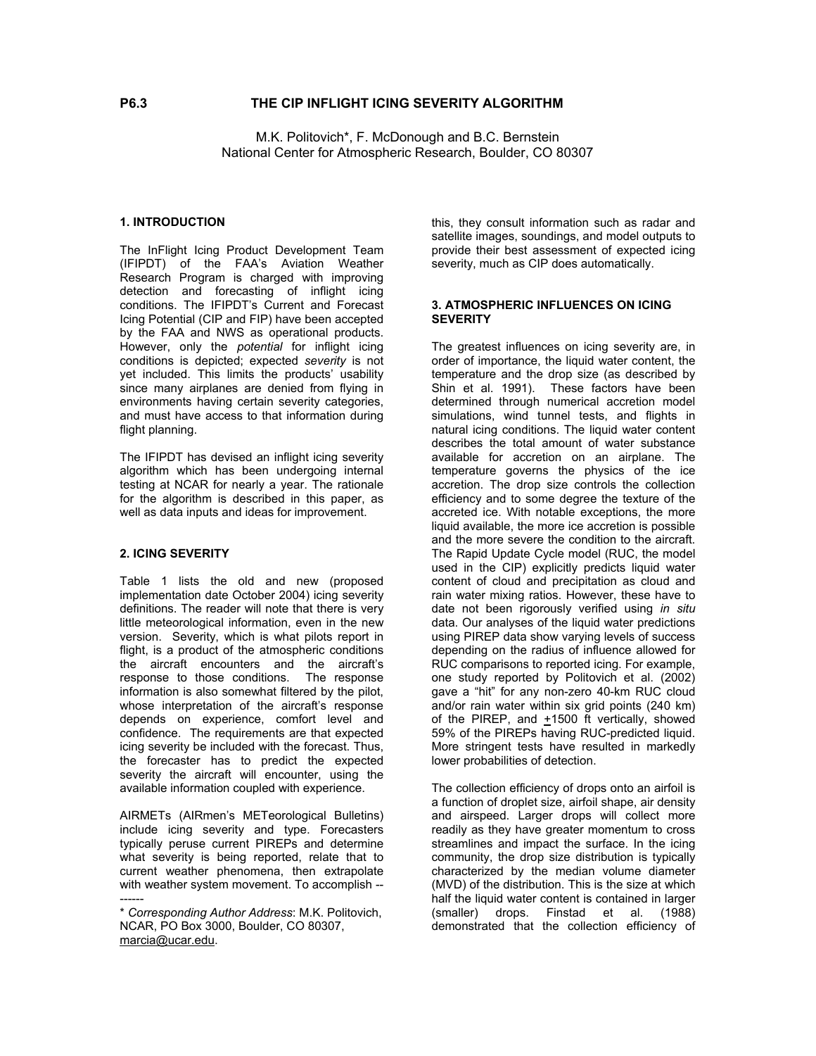**P6.3 THE CIP INFLIGHT ICING SEVERITY ALGORITHM**

M.K. Politovich*, F. McDonough and B.C. Bernstein
National Center for Atmospheric Research, Boulder, CO 80307

## 1. INTRODUCTION

The InFlight Icing Product Development Team (IFIPDT) of the FAA's Aviation Weather Research Program is charged with improving detection and forecasting of inflight icing conditions. The IFIPDT's Current and Forecast Icing Potential (CIP and FIP) have been accepted by the FAA and NWS as operational products. However, only the *potential* for inflight icing conditions is depicted; expected *severity* is not yet included. This limits the products' usability since many airplanes are denied from flying in environments having certain severity categories, and must have access to that information during flight planning.

The IFIPDT has devised an inflight icing severity algorithm which has been undergoing internal testing at NCAR for nearly a year. The rationale for the algorithm is described in this paper, as well as data inputs and ideas for improvement.

## 2. ICING SEVERITY

Table 1 lists the old and new (proposed implementation date October 2004) icing severity definitions. The reader will note that there is very little meteorological information, even in the new version. Severity, which is what pilots report in flight, is a product of the atmospheric conditions the aircraft encounters and the aircraft's response to those conditions. The response information is also somewhat filtered by the pilot, whose interpretation of the aircraft's response depends on experience, comfort level and confidence. The requirements are that expected icing severity be included with the forecast. Thus, the forecaster has to predict the expected severity the aircraft will encounter, using the available information coupled with experience.

AIRMETs (AIRmen's METeorological Bulletins) include icing severity and type. Forecasters typically peruse current PIREPs and determine what severity is being reported, relate that to current weather phenomena, then extrapolate with weather system movement. To accomplish this, they consult information such as radar and satellite images, soundings, and model outputs to provide their best assessment of expected icing severity, much as CIP does automatically.

------
\* *Corresponding Author Address*: M.K. Politovich, NCAR, PO Box 3000, Boulder, CO 80307, marcia@ucar.edu.

## 3. ATMOSPHERIC INFLUENCES ON ICING SEVERITY

The greatest influences on icing severity are, in order of importance, the liquid water content, the temperature and the drop size (as described by Shin et al. 1991). These factors have been determined through numerical accretion model simulations, wind tunnel tests, and flights in natural icing conditions. The liquid water content describes the total amount of water substance available for accretion on an airplane. The temperature governs the physics of the ice accretion. The drop size controls the collection efficiency and to some degree the texture of the accreted ice. With notable exceptions, the more liquid available, the more ice accretion is possible and the more severe the condition to the aircraft. The Rapid Update Cycle model (RUC, the model used in the CIP) explicitly predicts liquid water content of cloud and precipitation as cloud and rain water mixing ratios. However, these have to date not been rigorously verified using *in situ* data. Our analyses of the liquid water predictions using PIREP data show varying levels of success depending on the radius of influence allowed for RUC comparisons to reported icing. For example, one study reported by Politovich et al. (2002) gave a "hit" for any non-zero 40-km RUC cloud and/or rain water within six grid points (240 km) of the PIREP, and ±1500 ft vertically, showed 59% of the PIREPs having RUC-predicted liquid. More stringent tests have resulted in markedly lower probabilities of detection.

The collection efficiency of drops onto an airfoil is a function of droplet size, airfoil shape, air density and airspeed. Larger drops will collect more readily as they have greater momentum to cross streamlines and impact the surface. In the icing community, the drop size distribution is typically characterized by the median volume diameter (MVD) of the distribution. This is the size at which half the liquid water content is contained in larger (smaller) drops. Finstad et al. (1988) demonstrated that the collection efficiency of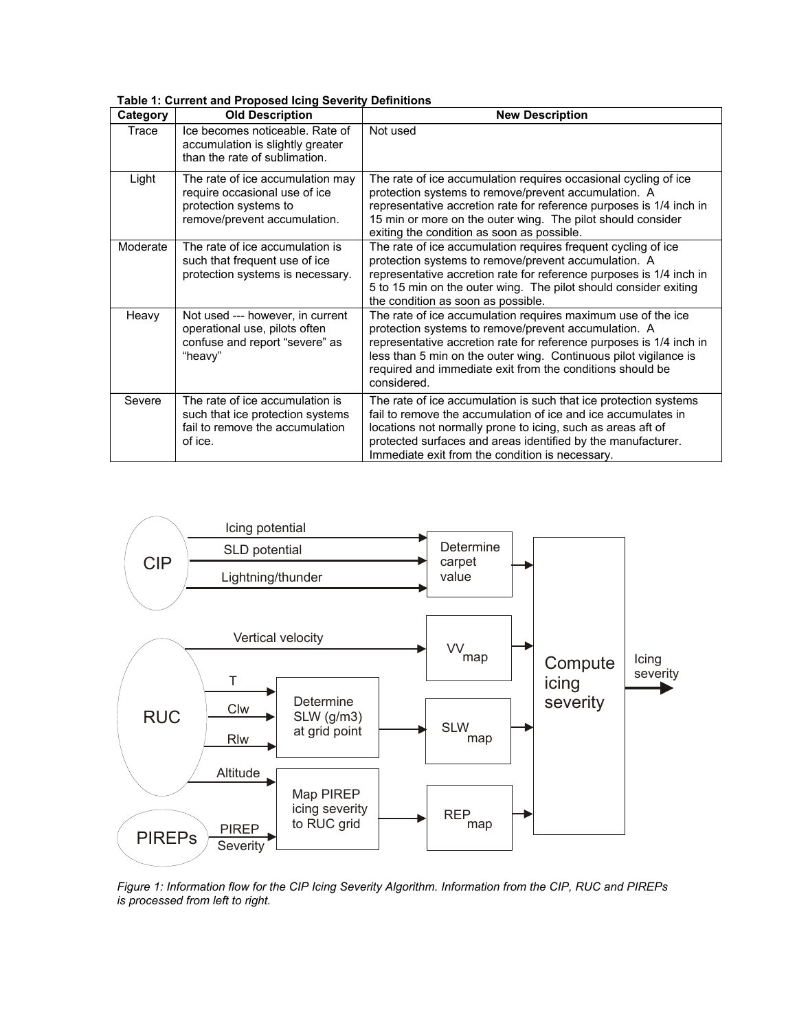**Table 1: Current and Proposed Icing Severity Definitions**

| Category | Old Description | New Description |
|---|---|---|
| Trace | Ice becomes noticeable. Rate of accumulation is slightly greater than the rate of sublimation. | Not used |
| Light | The rate of ice accumulation may require occasional use of ice protection systems to remove/prevent accumulation. | The rate of ice accumulation requires occasional cycling of ice protection systems to remove/prevent accumulation. A representative accretion rate for reference purposes is 1/4 inch in 15 min or more on the outer wing. The pilot should consider exiting the condition as soon as possible. |
| Moderate | The rate of ice accumulation is such that frequent use of ice protection systems is necessary. | The rate of ice accumulation requires frequent cycling of ice protection systems to remove/prevent accumulation. A representative accretion rate for reference purposes is 1/4 inch in 5 to 15 min on the outer wing. The pilot should consider exiting the condition as soon as possible. |
| Heavy | Not used --- however, in current operational use, pilots often confuse and report "severe" as "heavy" | The rate of ice accumulation requires maximum use of the ice protection systems to remove/prevent accumulation. A representative accretion rate for reference purposes is 1/4 inch in less than 5 min on the outer wing. Continuous pilot vigilance is required and immediate exit from the conditions should be considered. |
| Severe | The rate of ice accumulation is such that ice protection systems fail to remove the accumulation of ice. | The rate of ice accumulation is such that ice protection systems fail to remove the accumulation of ice and ice accumulates in locations not normally prone to icing, such as areas aft of protected surfaces and areas identified by the manufacturer. Immediate exit from the condition is necessary. |

*Figure 1: Information flow for the CIP Icing Severity Algorithm. Information from the CIP, RUC and PIREPs is processed from left to right.*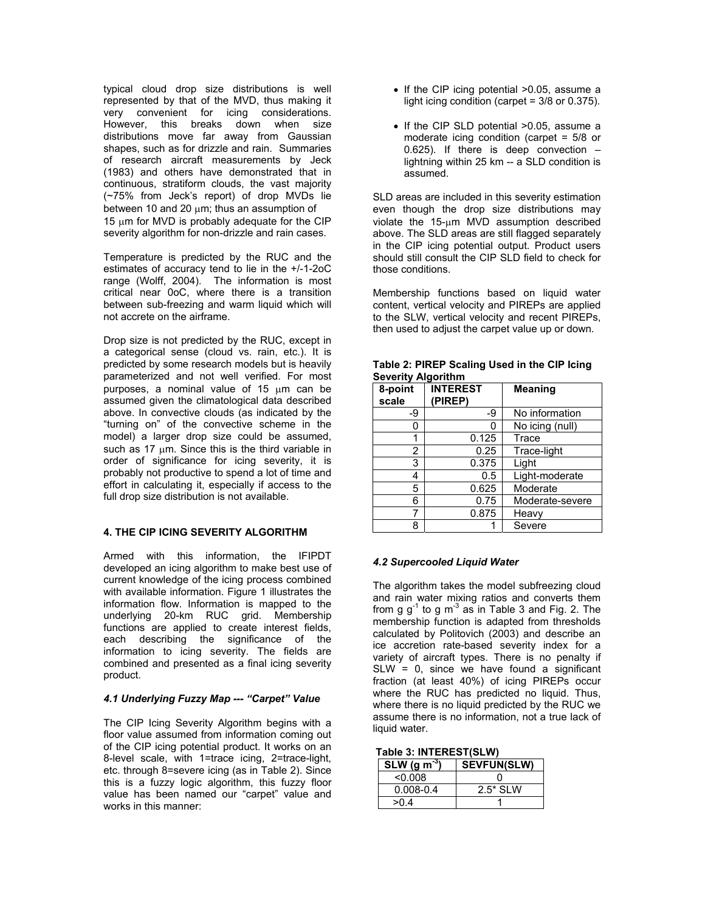typical cloud drop size distributions is well represented by that of the MVD, thus making it very convenient for icing considerations. However, this breaks down when size distributions move far away from Gaussian shapes, such as for drizzle and rain. Summaries of research aircraft measurements by Jeck (1983) and others have demonstrated that in continuous, stratiform clouds, the vast majority (~75% from Jeck's report) of drop MVDs lie between 10 and 20 μm; thus an assumption of 15 μm for MVD is probably adequate for the CIP severity algorithm for non-drizzle and rain cases.

Temperature is predicted by the RUC and the estimates of accuracy tend to lie in the +/-1-2oC range (Wolff, 2004). The information is most critical near 0oC, where there is a transition between sub-freezing and warm liquid which will not accrete on the airframe.

Drop size is not predicted by the RUC, except in a categorical sense (cloud vs. rain, etc.). It is predicted by some research models but is heavily parameterized and not well verified. For most purposes, a nominal value of 15 μm can be assumed given the climatological data described above. In convective clouds (as indicated by the "turning on" of the convective scheme in the model) a larger drop size could be assumed, such as 17 μm. Since this is the third variable in order of significance for icing severity, it is probably not productive to spend a lot of time and effort in calculating it, especially if access to the full drop size distribution is not available.

## 4. THE CIP ICING SEVERITY ALGORITHM

Armed with this information, the IFIPDT developed an icing algorithm to make best use of current knowledge of the icing process combined with available information. Figure 1 illustrates the information flow. Information is mapped to the underlying 20-km RUC grid. Membership functions are applied to create interest fields, each describing the significance of the information to icing severity. The fields are combined and presented as a final icing severity product.

### *4.1 Underlying Fuzzy Map --- "Carpet" Value*

The CIP Icing Severity Algorithm begins with a floor value assumed from information coming out of the CIP icing potential product. It works on an 8-level scale, with 1=trace icing, 2=trace-light, etc. through 8=severe icing (as in Table 2). Since this is a fuzzy logic algorithm, this fuzzy floor value has been named our "carpet" value and works in this manner:

- If the CIP icing potential >0.05, assume a light icing condition (carpet = 3/8 or 0.375).
- If the CIP SLD potential >0.05, assume a moderate icing condition (carpet = 5/8 or 0.625). If there is deep convection – lightning within 25 km -- a SLD condition is assumed.

SLD areas are included in this severity estimation even though the drop size distributions may violate the 15-μm MVD assumption described above. The SLD areas are still flagged separately in the CIP icing potential output. Product users should still consult the CIP SLD field to check for those conditions.

Membership functions based on liquid water content, vertical velocity and PIREPs are applied to the SLW, vertical velocity and recent PIREPs, then used to adjust the carpet value up or down.

**Table 2: PIREP Scaling Used in the CIP Icing Severity Algorithm**

| 8-point scale | INTEREST (PIREP) | Meaning |
|---|---|---|
| -9 | -9 | No information |
| 0 | 0 | No icing (null) |
| 1 | 0.125 | Trace |
| 2 | 0.25 | Trace-light |
| 3 | 0.375 | Light |
| 4 | 0.5 | Light-moderate |
| 5 | 0.625 | Moderate |
| 6 | 0.75 | Moderate-severe |
| 7 | 0.875 | Heavy |
| 8 | 1 | Severe |

### *4.2 Supercooled Liquid Water*

The algorithm takes the model subfreezing cloud and rain water mixing ratios and converts them from g $g^{-1}$ to g $m^{-3}$ as in Table 3 and Fig. 2. The membership function is adapted from thresholds calculated by Politovich (2003) and describe an ice accretion rate-based severity index for a variety of aircraft types. There is no penalty if SLW = 0, since we have found a significant fraction (at least 40%) of icing PIREPs occur where the RUC has predicted no liquid. Thus, where there is no liquid predicted by the RUC we assume there is no information, not a true lack of liquid water.

**Table 3: INTEREST(SLW)**

| SLW (g $m^{-3}$) | SEVFUN(SLW) |
|---|---|
| <0.008 | 0 |
| 0.008-0.4 | 2.5* SLW |
| >0.4 | 1 |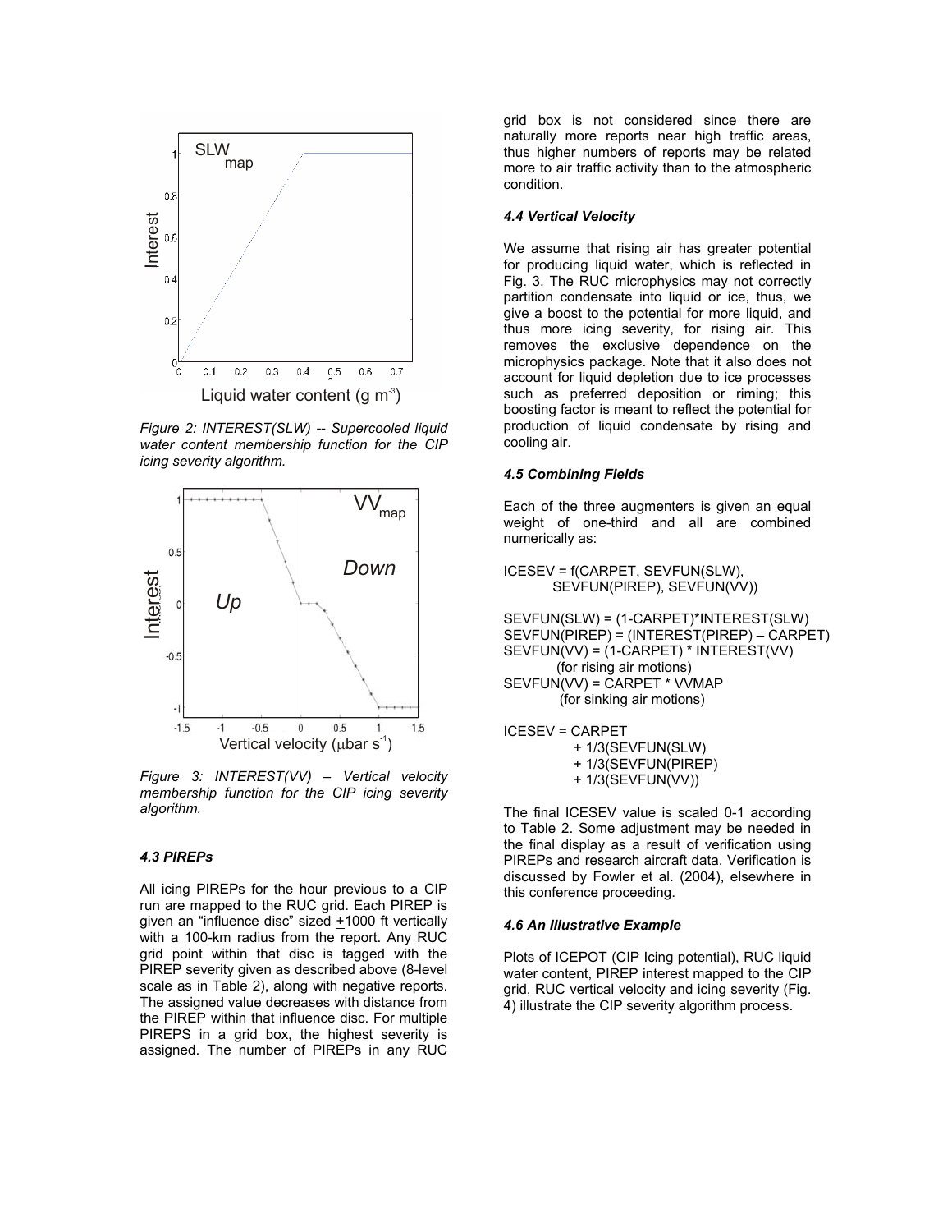Figure 2: INTEREST(SLW) -- Supercooled liquid water content membership function for the CIP icing severity algorithm.

Figure 3: INTEREST(VV) – Vertical velocity membership function for the CIP icing severity algorithm.

#### 4.3 PIREPs

All icing PIREPs for the hour previous to a CIP run are mapped to the RUC grid. Each PIREP is given an "influence disc" sized ±1000 ft vertically with a 100-km radius from the report. Any RUC grid point within that disc is tagged with the PIREP severity given as described above (8-level scale as in Table 2), along with negative reports. The assigned value decreases with distance from the PIREP within that influence disc. For multiple PIREPS in a grid box, the highest severity is assigned. The number of PIREPs in any RUC grid box is not considered since there are naturally more reports near high traffic areas, thus higher numbers of reports may be related more to air traffic activity than to the atmospheric condition.

#### 4.4 Vertical Velocity

We assume that rising air has greater potential for producing liquid water, which is reflected in Fig. 3. The RUC microphysics may not correctly partition condensate into liquid or ice, thus, we give a boost to the potential for more liquid, and thus more icing severity, for rising air. This removes the exclusive dependence on the microphysics package. Note that it also does not account for liquid depletion due to ice processes such as preferred deposition or riming; this boosting factor is meant to reflect the potential for production of liquid condensate by rising and cooling air.

#### 4.5 Combining Fields

Each of the three augmenters is given an equal weight of one-third and all are combined numerically as:

```
ICESEV = f(CARPET, SEVFUN(SLW),
         SEVFUN(PIREP), SEVFUN(VV))

SEVFUN(SLW) = (1-CARPET)*INTEREST(SLW)
SEVFUN(PIREP) = (INTEREST(PIREP) – CARPET)
SEVFUN(VV) = (1-CARPET) * INTEREST(VV)
          (for rising air motions)
SEVFUN(VV) = CARPET * VVMAP
          (for sinking air motions)

ICESEV = CARPET
         + 1/3(SEVFUN(SLW)
         + 1/3(SEVFUN(PIREP)
         + 1/3(SEVFUN(VV))
```

The final ICESEV value is scaled 0-1 according to Table 2. Some adjustment may be needed in the final display as a result of verification using PIREPs and research aircraft data. Verification is discussed by Fowler et al. (2004), elsewhere in this conference proceeding.

#### 4.6 An Illustrative Example

Plots of ICEPOT (CIP Icing potential), RUC liquid water content, PIREP interest mapped to the CIP grid, RUC vertical velocity and icing severity (Fig. 4) illustrate the CIP severity algorithm process.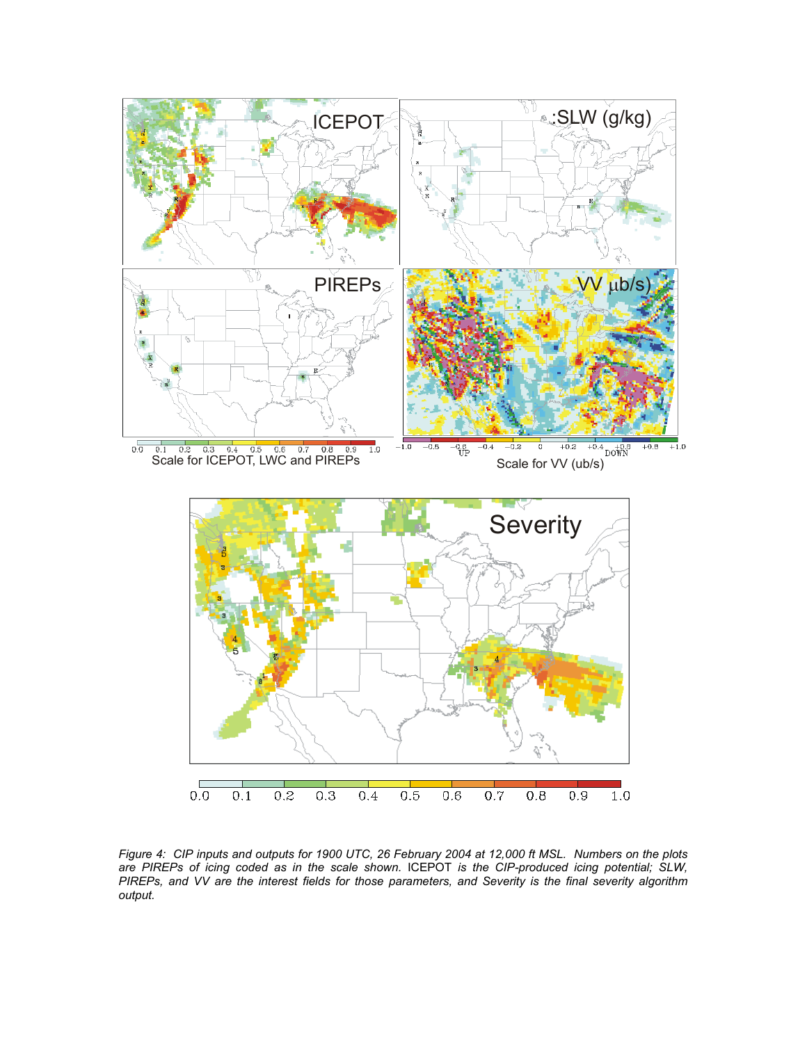*Figure 4: CIP inputs and outputs for 1900 UTC, 26 February 2004 at 12,000 ft MSL. Numbers on the plots are PIREPs of icing coded as in the scale shown. ICEPOT is the CIP-produced icing potential; SLW, PIREPs, and VV are the interest fields for those parameters, and Severity is the final severity algorithm output.*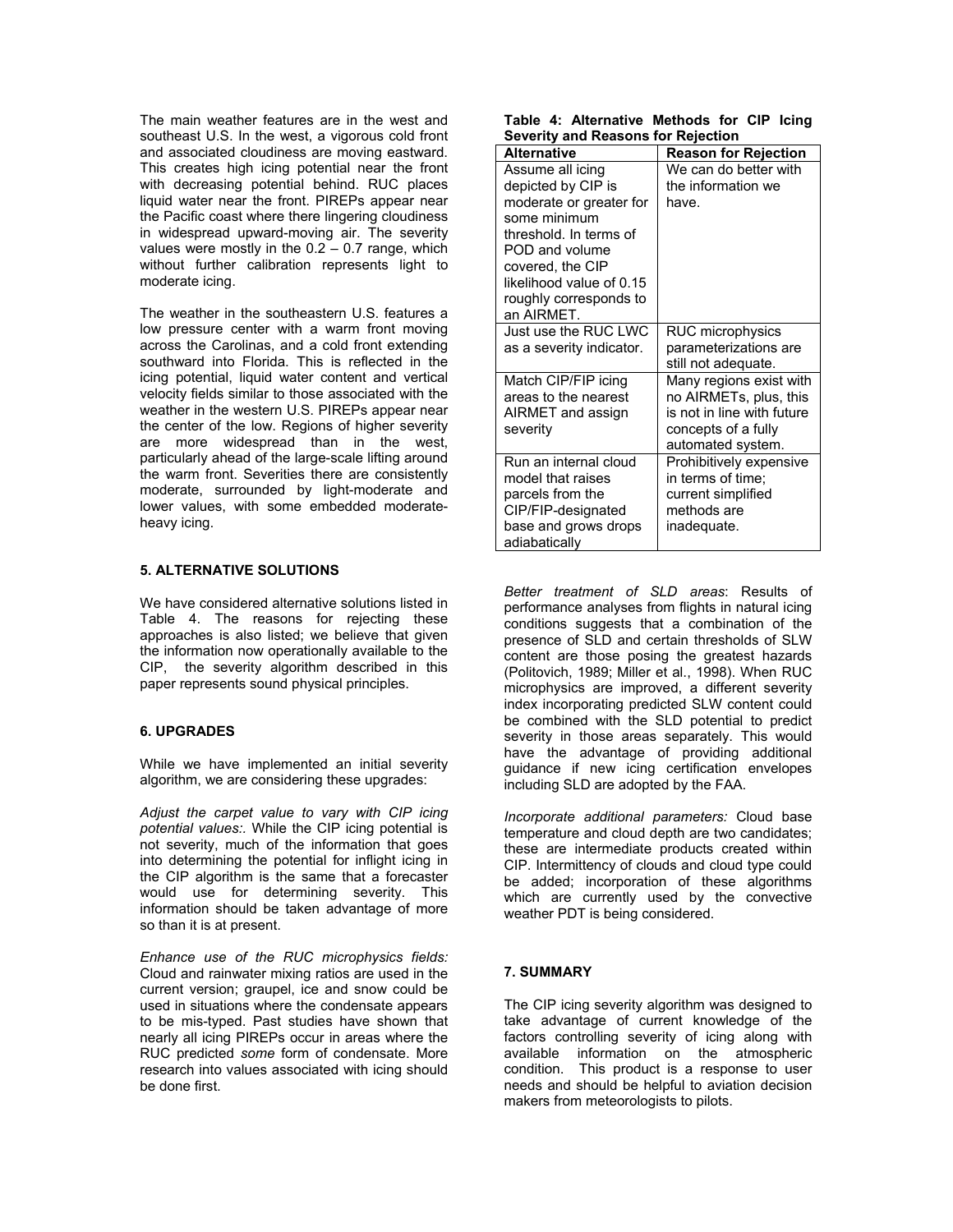The main weather features are in the west and southeast U.S. In the west, a vigorous cold front and associated cloudiness are moving eastward. This creates high icing potential near the front with decreasing potential behind. RUC places liquid water near the front. PIREPs appear near the Pacific coast where there lingering cloudiness in widespread upward-moving air. The severity values were mostly in the 0.2 – 0.7 range, which without further calibration represents light to moderate icing.

The weather in the southeastern U.S. features a low pressure center with a warm front moving across the Carolinas, and a cold front extending southward into Florida. This is reflected in the icing potential, liquid water content and vertical velocity fields similar to those associated with the weather in the western U.S. PIREPs appear near the center of the low. Regions of higher severity are more widespread than in the west, particularly ahead of the large-scale lifting around the warm front. Severities there are consistently moderate, surrounded by light-moderate and lower values, with some embedded moderate-heavy icing.

## 5. ALTERNATIVE SOLUTIONS

We have considered alternative solutions listed in Table 4. The reasons for rejecting these approaches is also listed; we believe that given the information now operationally available to the CIP, the severity algorithm described in this paper represents sound physical principles.

**Table 4: Alternative Methods for CIP Icing Severity and Reasons for Rejection**

| Alternative | Reason for Rejection |
|---|---|
| Assume all icing depicted by CIP is moderate or greater for some minimum threshold. In terms of POD and volume covered, the CIP likelihood value of 0.15 roughly corresponds to an AIRMET. | We can do better with the information we have. |
| Just use the RUC LWC as a severity indicator. | RUC microphysics parameterizations are still not adequate. |
| Match CIP/FIP icing areas to the nearest AIRMET and assign severity | Many regions exist with no AIRMETs, plus, this is not in line with future concepts of a fully automated system. |
| Run an internal cloud model that raises parcels from the CIP/FIP-designated base and grows drops adiabatically | Prohibitively expensive in terms of time; current simplified methods are inadequate. |

## 6. UPGRADES

While we have implemented an initial severity algorithm, we are considering these upgrades:

*Adjust the carpet value to vary with CIP icing potential values:.* While the CIP icing potential is not severity, much of the information that goes into determining the potential for inflight icing in the CIP algorithm is the same that a forecaster would use for determining severity. This information should be taken advantage of more so than it is at present.

*Enhance use of the RUC microphysics fields:* Cloud and rainwater mixing ratios are used in the current version; graupel, ice and snow could be used in situations where the condensate appears to be mis-typed. Past studies have shown that nearly all icing PIREPs occur in areas where the RUC predicted *some* form of condensate. More research into values associated with icing should be done first.

*Better treatment of SLD areas*: Results of performance analyses from flights in natural icing conditions suggests that a combination of the presence of SLD and certain thresholds of SLW content are those posing the greatest hazards (Politovich, 1989; Miller et al., 1998). When RUC microphysics are improved, a different severity index incorporating predicted SLW content could be combined with the SLD potential to predict severity in those areas separately. This would have the advantage of providing additional guidance if new icing certification envelopes including SLD are adopted by the FAA.

*Incorporate additional parameters:* Cloud base temperature and cloud depth are two candidates; these are intermediate products created within CIP. Intermittency of clouds and cloud type could be added; incorporation of these algorithms which are currently used by the convective weather PDT is being considered.

## 7. SUMMARY

The CIP icing severity algorithm was designed to take advantage of current knowledge of the factors controlling severity of icing along with available information on the atmospheric condition. This product is a response to user needs and should be helpful to aviation decision makers from meteorologists to pilots.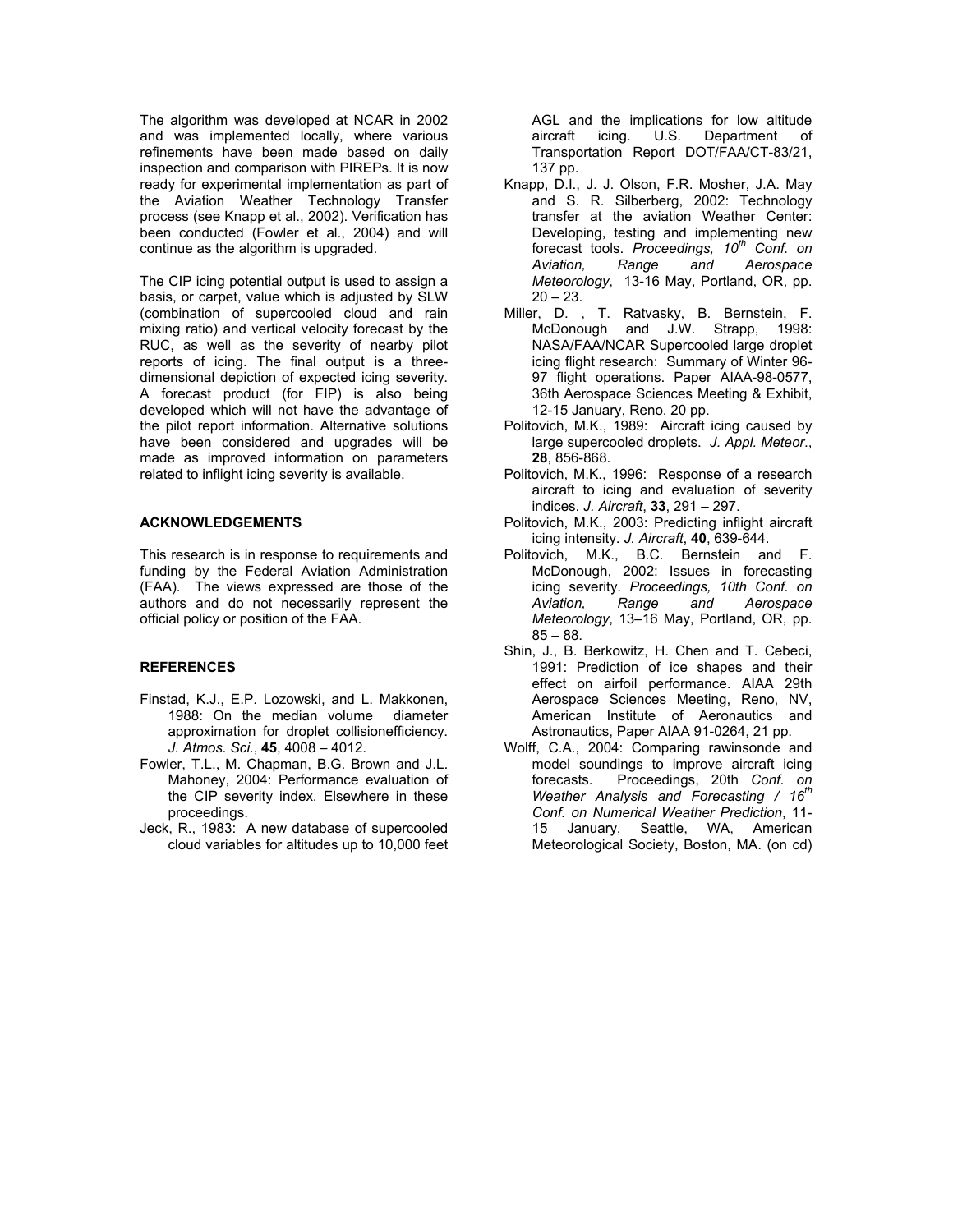The algorithm was developed at NCAR in 2002 and was implemented locally, where various refinements have been made based on daily inspection and comparison with PIREPs. It is now ready for experimental implementation as part of the Aviation Weather Technology Transfer process (see Knapp et al., 2002). Verification has been conducted (Fowler et al., 2004) and will continue as the algorithm is upgraded.

The CIP icing potential output is used to assign a basis, or carpet, value which is adjusted by SLW (combination of supercooled cloud and rain mixing ratio) and vertical velocity forecast by the RUC, as well as the severity of nearby pilot reports of icing. The final output is a three-dimensional depiction of expected icing severity. A forecast product (for FIP) is also being developed which will not have the advantage of the pilot report information. Alternative solutions have been considered and upgrades will be made as improved information on parameters related to inflight icing severity is available.

#### ACKNOWLEDGEMENTS

This research is in response to requirements and funding by the Federal Aviation Administration (FAA). The views expressed are those of the authors and do not necessarily represent the official policy or position of the FAA.

#### REFERENCES

Finstad, K.J., E.P. Lozowski, and L. Makkonen, 1988: On the median volume diameter approximation for droplet collisionefficiency. *J. Atmos. Sci.*, **45**, 4008 – 4012.

Fowler, T.L., M. Chapman, B.G. Brown and J.L. Mahoney, 2004: Performance evaluation of the CIP severity index. Elsewhere in these proceedings.

Jeck, R., 1983: A new database of supercooled cloud variables for altitudes up to 10,000 feet AGL and the implications for low altitude aircraft icing. U.S. Department of Transportation Report DOT/FAA/CT-83/21, 137 pp.

Knapp, D.I., J. J. Olson, F.R. Mosher, J.A. May and S. R. Silberberg, 2002: Technology transfer at the aviation Weather Center: Developing, testing and implementing new forecast tools. *Proceedings, 10th Conf. on Aviation, Range and Aerospace Meteorology*, 13-16 May, Portland, OR, pp. 20 – 23.

Miller, D. , T. Ratvasky, B. Bernstein, F. McDonough and J.W. Strapp, 1998: NASA/FAA/NCAR Supercooled large droplet icing flight research: Summary of Winter 96-97 flight operations. Paper AIAA-98-0577, 36th Aerospace Sciences Meeting & Exhibit, 12-15 January, Reno. 20 pp.

Politovich, M.K., 1989: Aircraft icing caused by large supercooled droplets. *J. Appl. Meteor*., **28**, 856-868.

Politovich, M.K., 1996: Response of a research aircraft to icing and evaluation of severity indices. *J. Aircraft*, **33**, 291 – 297.

Politovich, M.K., 2003: Predicting inflight aircraft icing intensity. *J. Aircraft*, **40**, 639-644.

Politovich, M.K., B.C. Bernstein and F. McDonough, 2002: Issues in forecasting icing severity. *Proceedings, 10th Conf. on Aviation, Range and Aerospace Meteorology*, 13–16 May, Portland, OR, pp. 85 – 88.

Shin, J., B. Berkowitz, H. Chen and T. Cebeci, 1991: Prediction of ice shapes and their effect on airfoil performance. AIAA 29th Aerospace Sciences Meeting, Reno, NV, American Institute of Aeronautics and Astronautics, Paper AIAA 91-0264, 21 pp.

Wolff, C.A., 2004: Comparing rawinsonde and model soundings to improve aircraft icing forecasts. Proceedings, 20th *Conf. on Weather Analysis and Forecasting / 16th Conf. on Numerical Weather Prediction*, 11-15 January, Seattle, WA, American Meteorological Society, Boston, MA. (on cd)